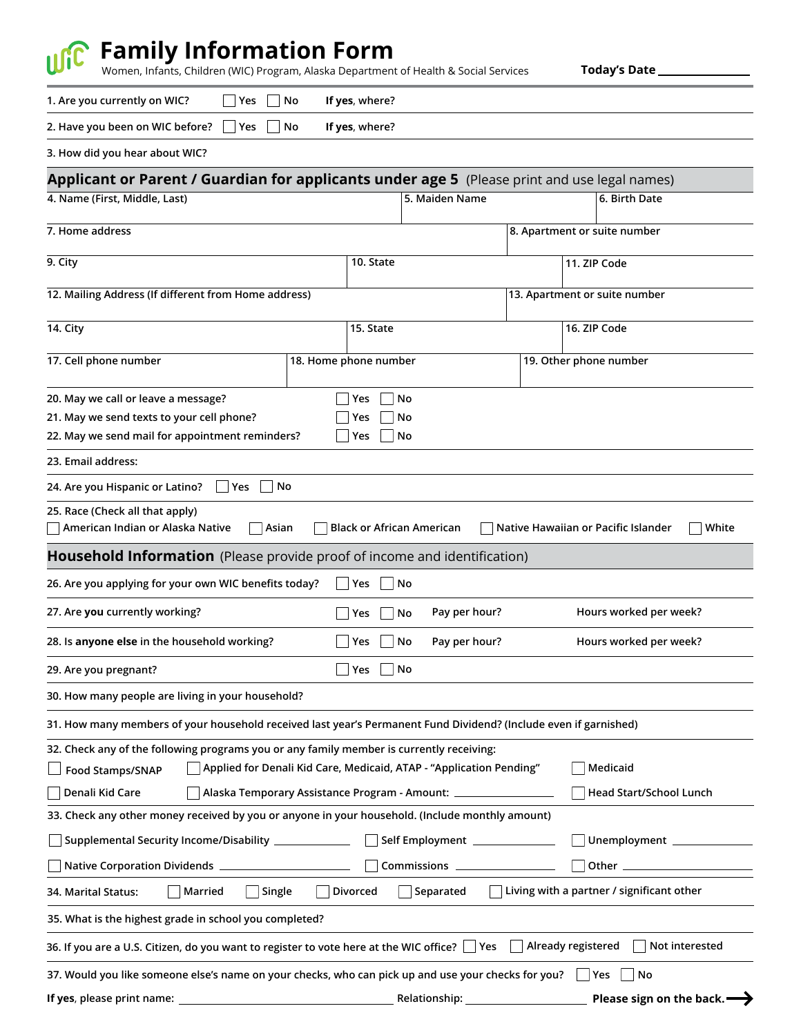# Family Information Form

Women, Infants, Children (WIC) Program, Alaska Department of Health & Social Services

**Today's Date** ______________

1. Are you currently on WIC? ☐ Yes ☐ No **If yes**, where?

2. Have you been on WIC before? ☐ Yes ☐ No **If yes**, where?

3. How did you hear about WIC?

## Applicant or Parent / Guardian for applicants under age 5 (Please print and use legal names)

| 4. Name (First, Middle, Last) | 5. Maiden Name | 6. Birth Date |
|---|---|---|
| | | |

| 7. Home address | 8. Apartment or suite number |
|---|---|
| | |

| 9. City | 10. State | 11. ZIP Code |
|---|---|---|
| | | |

| 12. Mailing Address (If different from Home address) | 13. Apartment or suite number |
|---|---|
| | |

| 14. City | 15. State | 16. ZIP Code |
|---|---|---|
| | | |

| 17. Cell phone number | 18. Home phone number | 19. Other phone number |
|---|---|---|
| | | |

20. May we call or leave a message? ☐ Yes ☐ No

21. May we send texts to your cell phone? ☐ Yes ☐ No

22. May we send mail for appointment reminders? ☐ Yes ☐ No

23. Email address:

24. Are you Hispanic or Latino? ☐ Yes ☐ No

25. Race (Check all that apply)
☐ American Indian or Alaska Native ☐ Asian ☐ Black or African American ☐ Native Hawaiian or Pacific Islander ☐ White

## Household Information (Please provide proof of income and identification)

26. Are you applying for your own WIC benefits today? ☐ Yes ☐ No

27. Are **you** currently working? ☐ Yes ☐ No Pay per hour? Hours worked per week?

28. Is **anyone else** in the household working? ☐ Yes ☐ No Pay per hour? Hours worked per week?

29. Are you pregnant? ☐ Yes ☐ No

30. How many people are living in your household?

31. How many members of your household received last year's Permanent Fund Dividend? (Include even if garnished)

32. Check any of the following programs you or any family member is currently receiving:

☐ Food Stamps/SNAP ☐ Applied for Denali Kid Care, Medicaid, ATAP - "Application Pending" ☐ Medicaid

☐ Denali Kid Care ☐ Alaska Temporary Assistance Program - Amount: ____________ ☐ Head Start/School Lunch

33. Check any other money received by you or anyone in your household. (Include monthly amount)

☐ Supplemental Security Income/Disability ____________ ☐ Self Employment ____________ ☐ Unemployment ____________

☐ Native Corporation Dividends ____________ ☐ Commissions ____________ ☐ Other ____________

34. Marital Status: ☐ Married ☐ Single ☐ Divorced ☐ Separated ☐ Living with a partner / significant other

35. What is the highest grade in school you completed?

36. If you are a U.S. Citizen, do you want to register to vote here at the WIC office? ☐ Yes ☐ Already registered ☐ Not interested

37. Would you like someone else's name on your checks, who can pick up and use your checks for you? ☐ Yes ☐ No

**If yes**, please print name: ____________________ Relationship: ____________ **Please sign on the back.** ⟶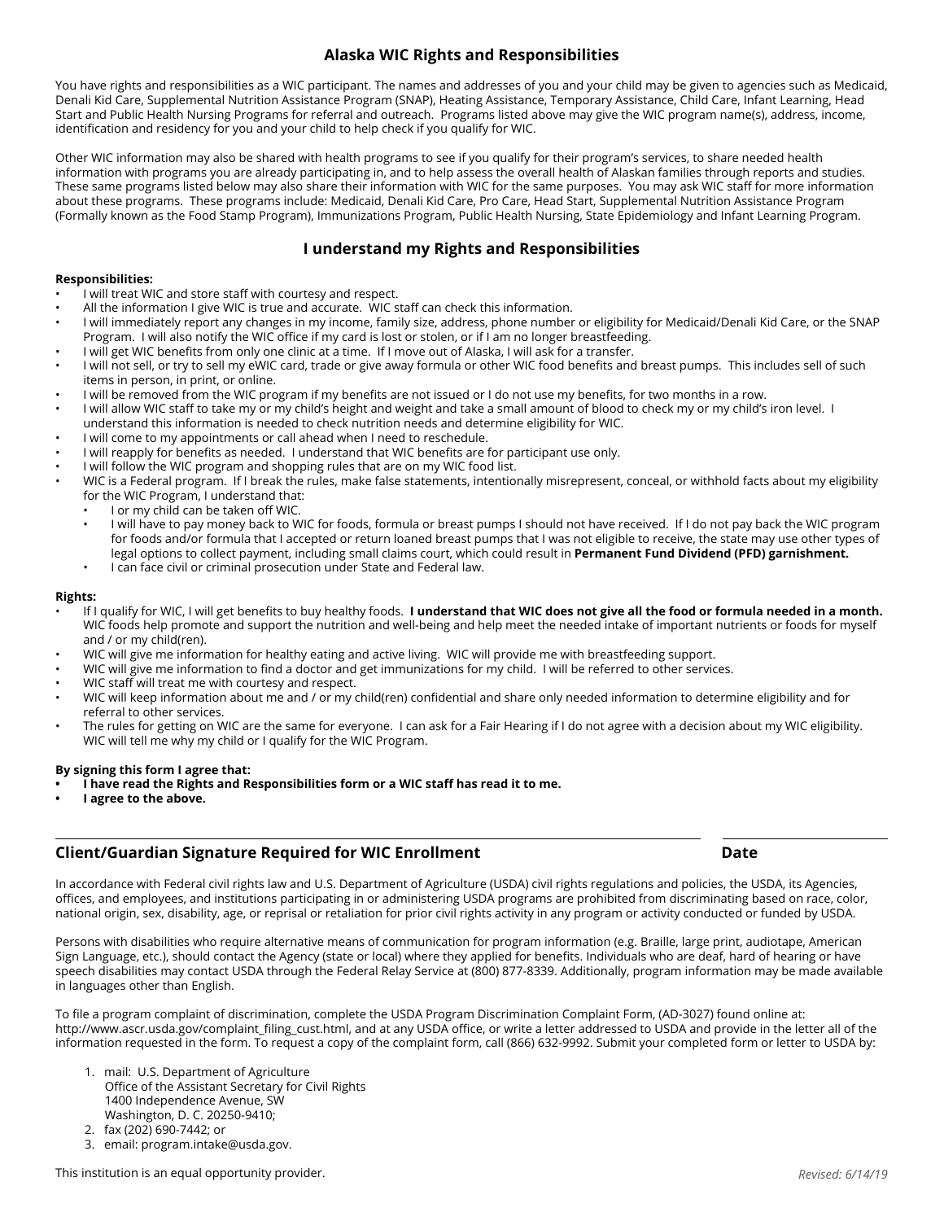## Alaska WIC Rights and Responsibilities

You have rights and responsibilities as a WIC participant. The names and addresses of you and your child may be given to agencies such as Medicaid, Denali Kid Care, Supplemental Nutrition Assistance Program (SNAP), Heating Assistance, Temporary Assistance, Child Care, Infant Learning, Head Start and Public Health Nursing Programs for referral and outreach. Programs listed above may give the WIC program name(s), address, income, identification and residency for you and your child to help check if you qualify for WIC.

Other WIC information may also be shared with health programs to see if you qualify for their program's services, to share needed health information with programs you are already participating in, and to help assess the overall health of Alaskan families through reports and studies. These same programs listed below may also share their information with WIC for the same purposes. You may ask WIC staff for more information about these programs. These programs include: Medicaid, Denali Kid Care, Pro Care, Head Start, Supplemental Nutrition Assistance Program (Formally known as the Food Stamp Program), Immunizations Program, Public Health Nursing, State Epidemiology and Infant Learning Program.

## I understand my Rights and Responsibilities

**Responsibilities:**

- I will treat WIC and store staff with courtesy and respect.
- All the information I give WIC is true and accurate. WIC staff can check this information.
- I will immediately report any changes in my income, family size, address, phone number or eligibility for Medicaid/Denali Kid Care, or the SNAP Program. I will also notify the WIC office if my card is lost or stolen, or if I am no longer breastfeeding.
- I will get WIC benefits from only one clinic at a time. If I move out of Alaska, I will ask for a transfer.
- I will not sell, or try to sell my eWIC card, trade or give away formula or other WIC food benefits and breast pumps. This includes sell of such items in person, in print, or online.
- I will be removed from the WIC program if my benefits are not issued or I do not use my benefits, for two months in a row.
- I will allow WIC staff to take my or my child's height and weight and take a small amount of blood to check my or my child's iron level. I understand this information is needed to check nutrition needs and determine eligibility for WIC.
- I will come to my appointments or call ahead when I need to reschedule.
- I will reapply for benefits as needed. I understand that WIC benefits are for participant use only.
- I will follow the WIC program and shopping rules that are on my WIC food list.
- WIC is a Federal program. If I break the rules, make false statements, intentionally misrepresent, conceal, or withhold facts about my eligibility for the WIC Program, I understand that:
  - I or my child can be taken off WIC.
  - I will have to pay money back to WIC for foods, formula or breast pumps I should not have received. If I do not pay back the WIC program for foods and/or formula that I accepted or return loaned breast pumps that I was not eligible to receive, the state may use other types of legal options to collect payment, including small claims court, which could result in **Permanent Fund Dividend (PFD) garnishment.**
  - I can face civil or criminal prosecution under State and Federal law.

**Rights:**

- If I qualify for WIC, I will get benefits to buy healthy foods. **I understand that WIC does not give all the food or formula needed in a month.** WIC foods help promote and support the nutrition and well-being and help meet the needed intake of important nutrients or foods for myself and / or my child(ren).
- WIC will give me information for healthy eating and active living. WIC will provide me with breastfeeding support.
- WIC will give me information to find a doctor and get immunizations for my child. I will be referred to other services.
- WIC staff will treat me with courtesy and respect.
- WIC will keep information about me and / or my child(ren) confidential and share only needed information to determine eligibility and for referral to other services.
- The rules for getting on WIC are the same for everyone. I can ask for a Fair Hearing if I do not agree with a decision about my WIC eligibility. WIC will tell me why my child or I qualify for the WIC Program.

**By signing this form I agree that:**

- **I have read the Rights and Responsibilities form or a WIC staff has read it to me.**
- **I agree to the above.**

**Client/Guardian Signature Required for WIC Enrollment** _______________ **Date** _______________

In accordance with Federal civil rights law and U.S. Department of Agriculture (USDA) civil rights regulations and policies, the USDA, its Agencies, offices, and employees, and institutions participating in or administering USDA programs are prohibited from discriminating based on race, color, national origin, sex, disability, age, or reprisal or retaliation for prior civil rights activity in any program or activity conducted or funded by USDA.

Persons with disabilities who require alternative means of communication for program information (e.g. Braille, large print, audiotape, American Sign Language, etc.), should contact the Agency (state or local) where they applied for benefits. Individuals who are deaf, hard of hearing or have speech disabilities may contact USDA through the Federal Relay Service at (800) 877-8339. Additionally, program information may be made available in languages other than English.

To file a program complaint of discrimination, complete the USDA Program Discrimination Complaint Form, (AD-3027) found online at: http://www.ascr.usda.gov/complaint_filing_cust.html, and at any USDA office, or write a letter addressed to USDA and provide in the letter all of the information requested in the form. To request a copy of the complaint form, call (866) 632-9992. Submit your completed form or letter to USDA by:

1. mail: U.S. Department of Agriculture
   Office of the Assistant Secretary for Civil Rights
   1400 Independence Avenue, SW
   Washington, D. C. 20250-9410;
2. fax (202) 690-7442; or
3. email: program.intake@usda.gov.

This institution is an equal opportunity provider.

*Revised: 6/14/19*